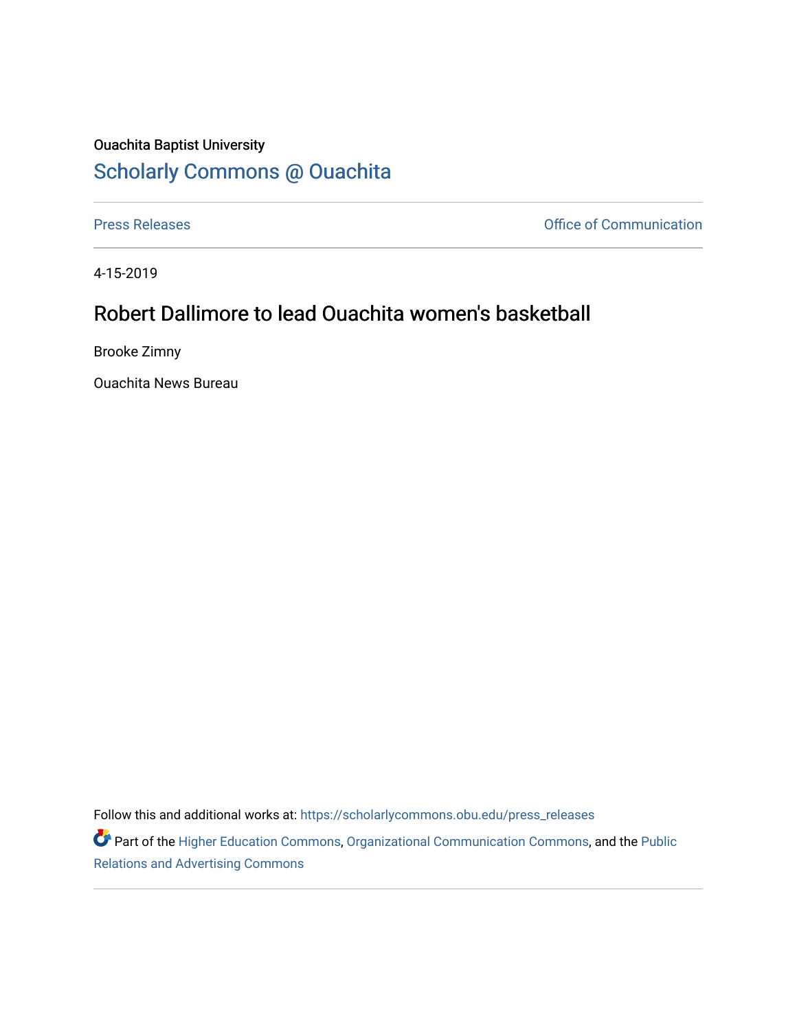Ouachita Baptist University

# Scholarly Commons @ Ouachita

Press Releases | Office of Communication

---

4-15-2019

## Robert Dallimore to lead Ouachita women's basketball

Brooke Zimny

Ouachita News Bureau

Follow this and additional works at: https://scholarlycommons.obu.edu/press_releases

Part of the Higher Education Commons, Organizational Communication Commons, and the Public Relations and Advertising Commons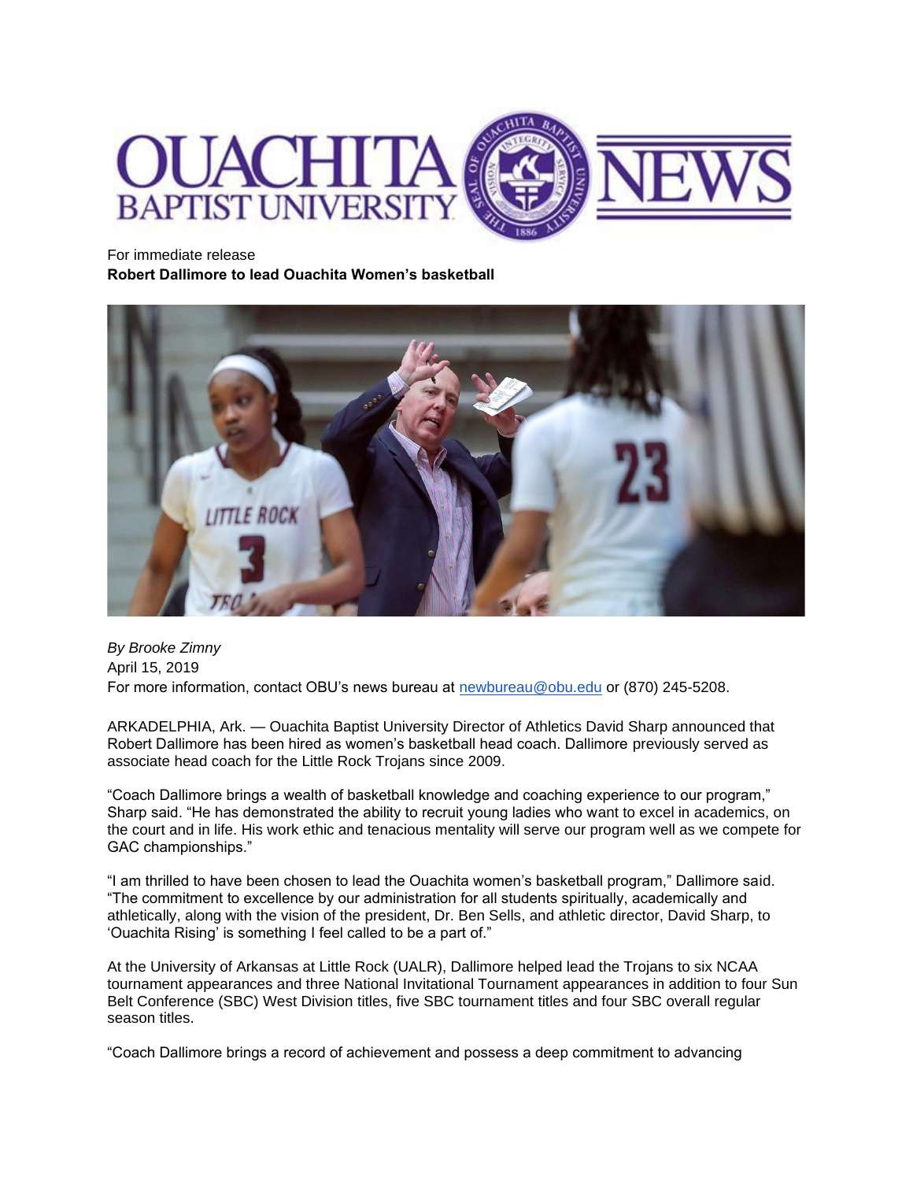For immediate release

**Robert Dallimore to lead Ouachita Women's basketball**

*By Brooke Zimny*

April 15, 2019

For more information, contact OBU's news bureau at newbureau@obu.edu or (870) 245-5208.

ARKADELPHIA, Ark. — Ouachita Baptist University Director of Athletics David Sharp announced that Robert Dallimore has been hired as women's basketball head coach. Dallimore previously served as associate head coach for the Little Rock Trojans since 2009.

"Coach Dallimore brings a wealth of basketball knowledge and coaching experience to our program," Sharp said. "He has demonstrated the ability to recruit young ladies who want to excel in academics, on the court and in life. His work ethic and tenacious mentality will serve our program well as we compete for GAC championships."

"I am thrilled to have been chosen to lead the Ouachita women's basketball program," Dallimore said. "The commitment to excellence by our administration for all students spiritually, academically and athletically, along with the vision of the president, Dr. Ben Sells, and athletic director, David Sharp, to 'Ouachita Rising' is something I feel called to be a part of."

At the University of Arkansas at Little Rock (UALR), Dallimore helped lead the Trojans to six NCAA tournament appearances and three National Invitational Tournament appearances in addition to four Sun Belt Conference (SBC) West Division titles, five SBC tournament titles and four SBC overall regular season titles.

"Coach Dallimore brings a record of achievement and possess a deep commitment to advancing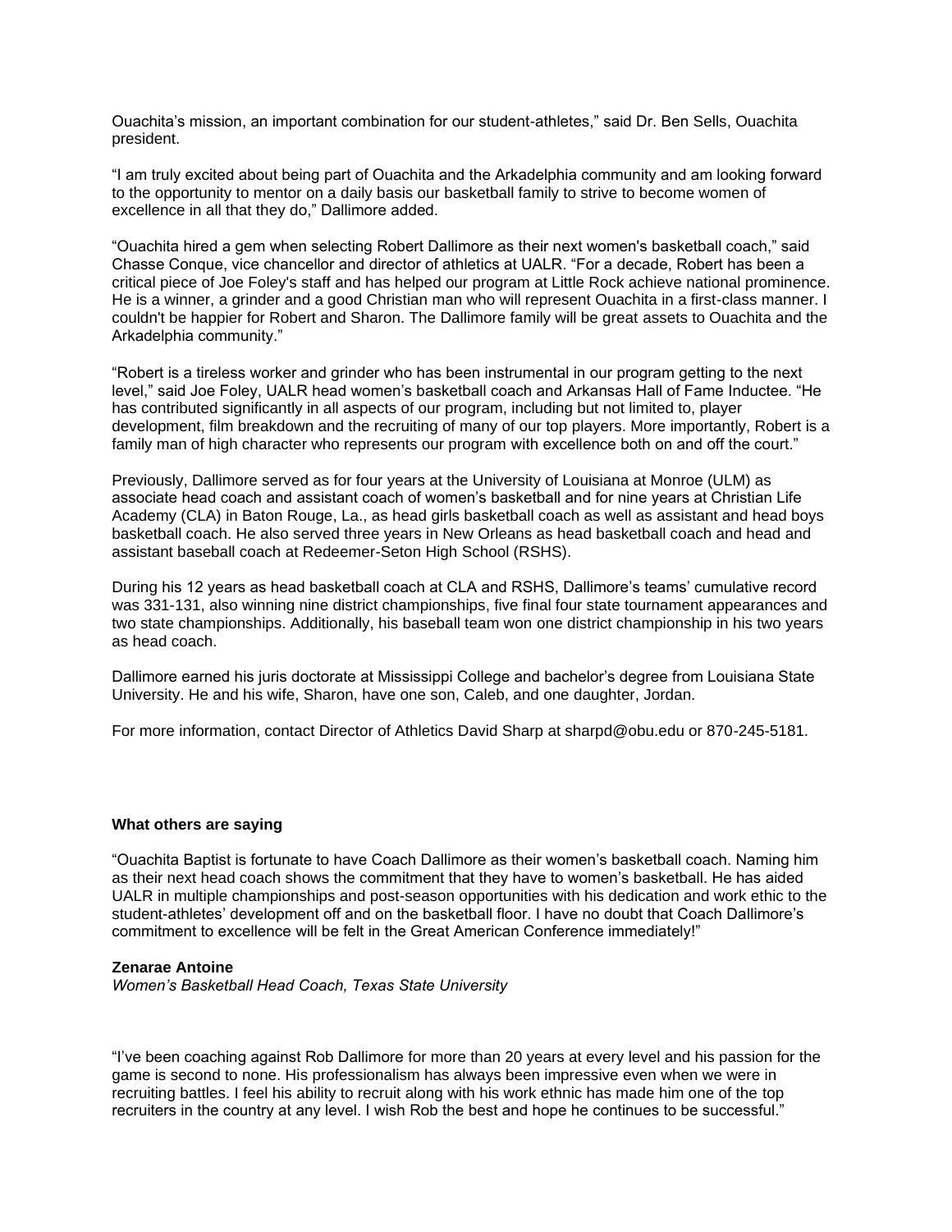Ouachita's mission, an important combination for our student-athletes," said Dr. Ben Sells, Ouachita president.

"I am truly excited about being part of Ouachita and the Arkadelphia community and am looking forward to the opportunity to mentor on a daily basis our basketball family to strive to become women of excellence in all that they do," Dallimore added.

"Ouachita hired a gem when selecting Robert Dallimore as their next women's basketball coach," said Chasse Conque, vice chancellor and director of athletics at UALR. "For a decade, Robert has been a critical piece of Joe Foley's staff and has helped our program at Little Rock achieve national prominence. He is a winner, a grinder and a good Christian man who will represent Ouachita in a first-class manner. I couldn't be happier for Robert and Sharon. The Dallimore family will be great assets to Ouachita and the Arkadelphia community."

"Robert is a tireless worker and grinder who has been instrumental in our program getting to the next level," said Joe Foley, UALR head women's basketball coach and Arkansas Hall of Fame Inductee. "He has contributed significantly in all aspects of our program, including but not limited to, player development, film breakdown and the recruiting of many of our top players. More importantly, Robert is a family man of high character who represents our program with excellence both on and off the court."

Previously, Dallimore served as for four years at the University of Louisiana at Monroe (ULM) as associate head coach and assistant coach of women's basketball and for nine years at Christian Life Academy (CLA) in Baton Rouge, La., as head girls basketball coach as well as assistant and head boys basketball coach. He also served three years in New Orleans as head basketball coach and head and assistant baseball coach at Redeemer-Seton High School (RSHS).

During his 12 years as head basketball coach at CLA and RSHS, Dallimore's teams' cumulative record was 331-131, also winning nine district championships, five final four state tournament appearances and two state championships. Additionally, his baseball team won one district championship in his two years as head coach.

Dallimore earned his juris doctorate at Mississippi College and bachelor's degree from Louisiana State University. He and his wife, Sharon, have one son, Caleb, and one daughter, Jordan.

For more information, contact Director of Athletics David Sharp at sharpd@obu.edu or 870-245-5181.

**What others are saying**

"Ouachita Baptist is fortunate to have Coach Dallimore as their women's basketball coach. Naming him as their next head coach shows the commitment that they have to women's basketball. He has aided UALR in multiple championships and post-season opportunities with his dedication and work ethic to the student-athletes' development off and on the basketball floor. I have no doubt that Coach Dallimore's commitment to excellence will be felt in the Great American Conference immediately!"

**Zenarae Antoine**
*Women's Basketball Head Coach, Texas State University*

"I've been coaching against Rob Dallimore for more than 20 years at every level and his passion for the game is second to none. His professionalism has always been impressive even when we were in recruiting battles. I feel his ability to recruit along with his work ethnic has made him one of the top recruiters in the country at any level. I wish Rob the best and hope he continues to be successful."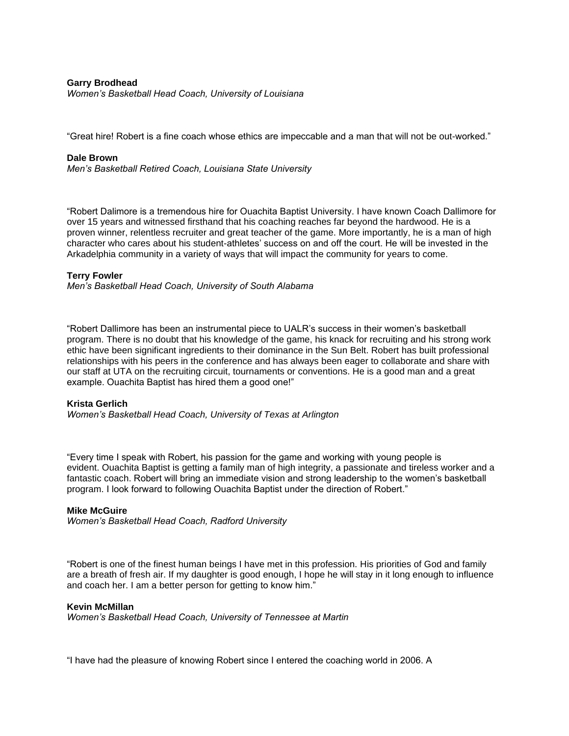**Garry Brodhead**
*Women's Basketball Head Coach, University of Louisiana*

"Great hire! Robert is a fine coach whose ethics are impeccable and a man that will not be out-worked."

**Dale Brown**
*Men's Basketball Retired Coach, Louisiana State University*

"Robert Dalimore is a tremendous hire for Ouachita Baptist University. I have known Coach Dallimore for over 15 years and witnessed firsthand that his coaching reaches far beyond the hardwood. He is a proven winner, relentless recruiter and great teacher of the game. More importantly, he is a man of high character who cares about his student-athletes' success on and off the court. He will be invested in the Arkadelphia community in a variety of ways that will impact the community for years to come.

**Terry Fowler**
*Men's Basketball Head Coach, University of South Alabama*

"Robert Dallimore has been an instrumental piece to UALR's success in their women's basketball program. There is no doubt that his knowledge of the game, his knack for recruiting and his strong work ethic have been significant ingredients to their dominance in the Sun Belt. Robert has built professional relationships with his peers in the conference and has always been eager to collaborate and share with our staff at UTA on the recruiting circuit, tournaments or conventions. He is a good man and a great example. Ouachita Baptist has hired them a good one!"

**Krista Gerlich**
*Women's Basketball Head Coach, University of Texas at Arlington*

"Every time I speak with Robert, his passion for the game and working with young people is evident. Ouachita Baptist is getting a family man of high integrity, a passionate and tireless worker and a fantastic coach. Robert will bring an immediate vision and strong leadership to the women's basketball program. I look forward to following Ouachita Baptist under the direction of Robert."

**Mike McGuire**
*Women's Basketball Head Coach, Radford University*

"Robert is one of the finest human beings I have met in this profession. His priorities of God and family are a breath of fresh air. If my daughter is good enough, I hope he will stay in it long enough to influence and coach her. I am a better person for getting to know him."

**Kevin McMillan**
*Women's Basketball Head Coach, University of Tennessee at Martin*

"I have had the pleasure of knowing Robert since I entered the coaching world in 2006. A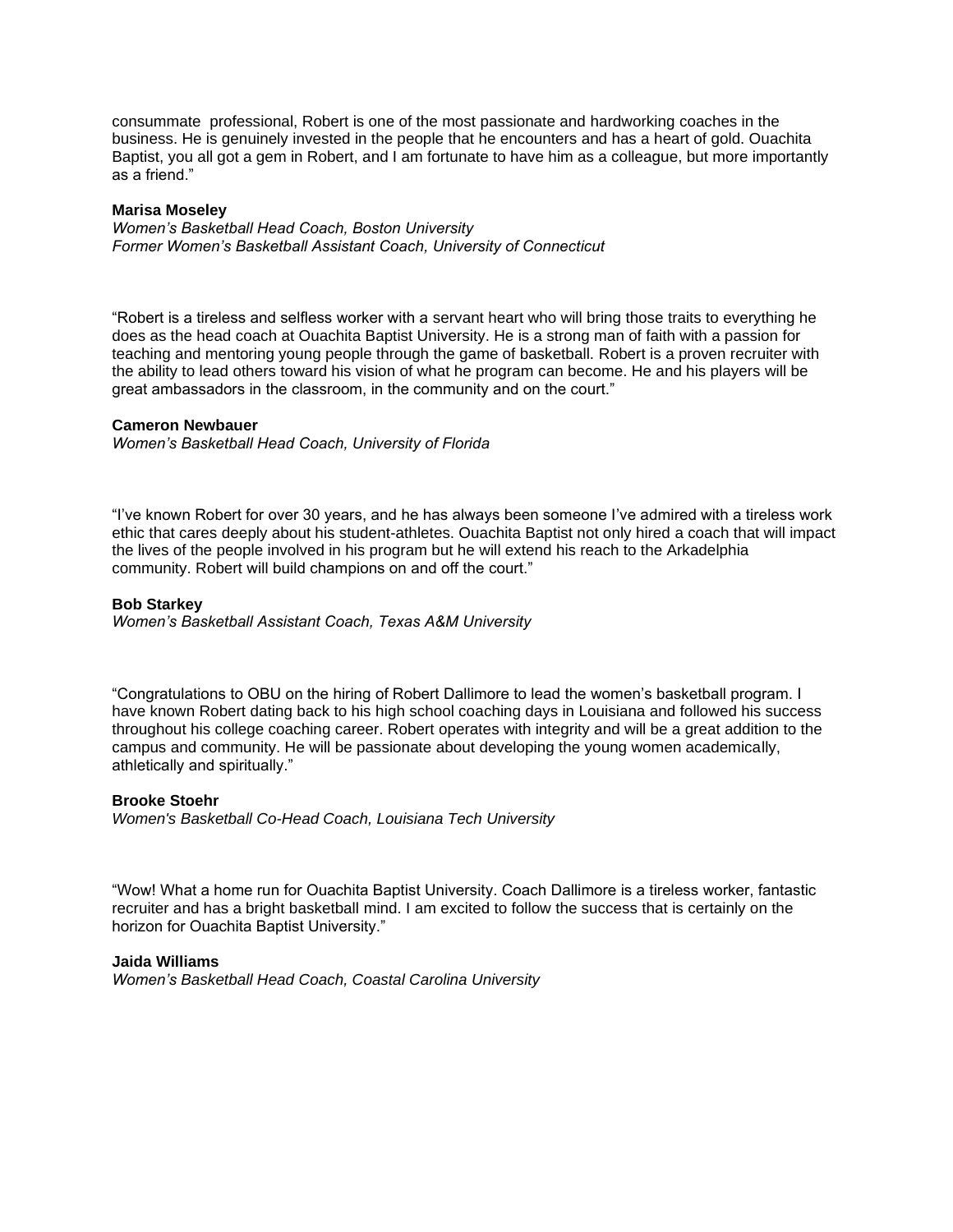consummate professional, Robert is one of the most passionate and hardworking coaches in the business. He is genuinely invested in the people that he encounters and has a heart of gold. Ouachita Baptist, you all got a gem in Robert, and I am fortunate to have him as a colleague, but more importantly as a friend."

**Marisa Moseley**
*Women's Basketball Head Coach, Boston University*
*Former Women's Basketball Assistant Coach, University of Connecticut*

"Robert is a tireless and selfless worker with a servant heart who will bring those traits to everything he does as the head coach at Ouachita Baptist University. He is a strong man of faith with a passion for teaching and mentoring young people through the game of basketball. Robert is a proven recruiter with the ability to lead others toward his vision of what he program can become. He and his players will be great ambassadors in the classroom, in the community and on the court."

**Cameron Newbauer**
*Women's Basketball Head Coach, University of Florida*

"I've known Robert for over 30 years, and he has always been someone I've admired with a tireless work ethic that cares deeply about his student-athletes. Ouachita Baptist not only hired a coach that will impact the lives of the people involved in his program but he will extend his reach to the Arkadelphia community. Robert will build champions on and off the court."

**Bob Starkey**
*Women's Basketball Assistant Coach, Texas A&M University*

"Congratulations to OBU on the hiring of Robert Dallimore to lead the women's basketball program. I have known Robert dating back to his high school coaching days in Louisiana and followed his success throughout his college coaching career. Robert operates with integrity and will be a great addition to the campus and community. He will be passionate about developing the young women academically, athletically and spiritually."

**Brooke Stoehr**
*Women's Basketball Co-Head Coach, Louisiana Tech University*

"Wow! What a home run for Ouachita Baptist University. Coach Dallimore is a tireless worker, fantastic recruiter and has a bright basketball mind. I am excited to follow the success that is certainly on the horizon for Ouachita Baptist University."

**Jaida Williams**
*Women's Basketball Head Coach, Coastal Carolina University*